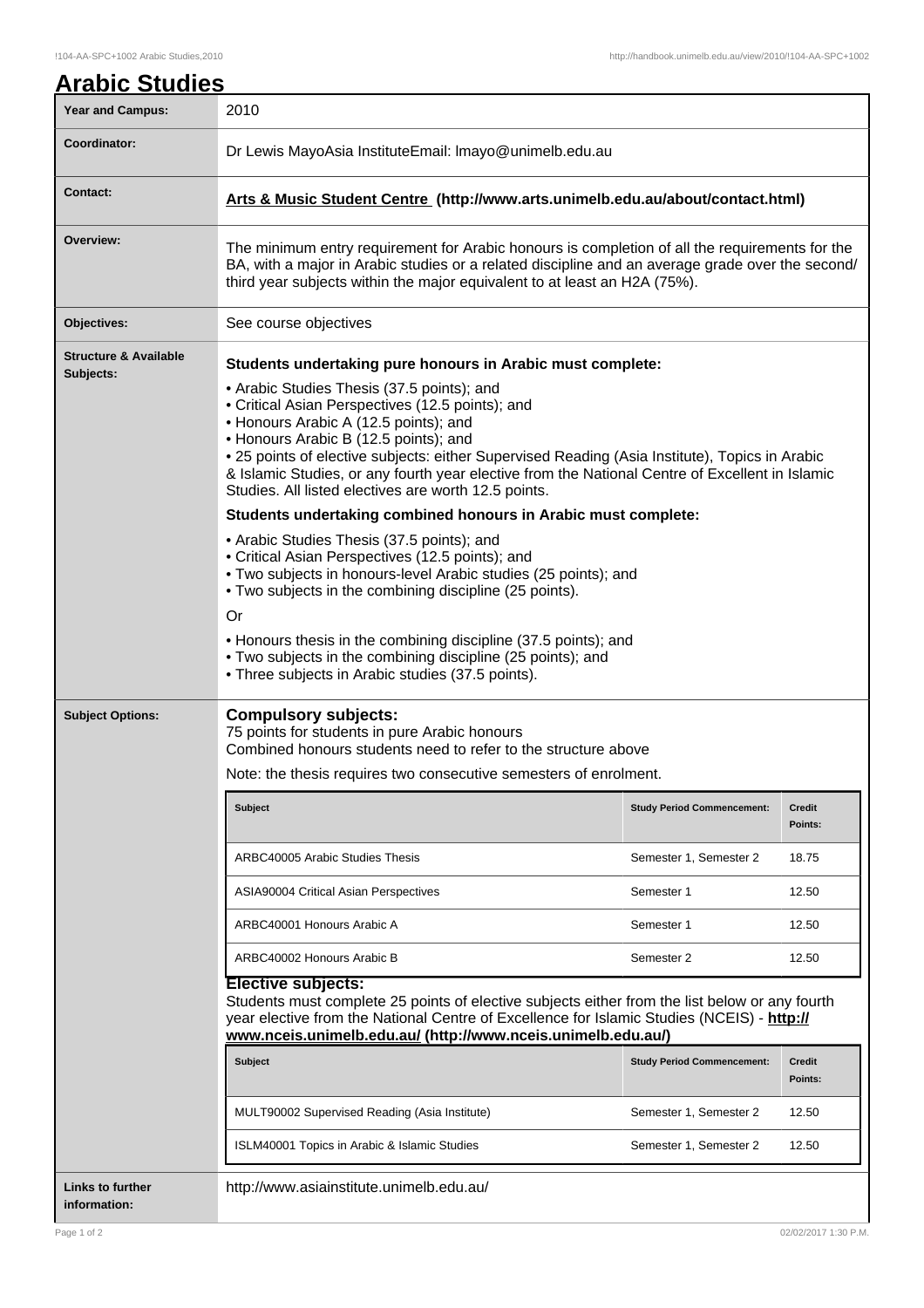# Arabic Studies

| | |
|---|---|
| **Year and Campus:** | 2010 |
| **Coordinator:** | Dr Lewis MayoAsia InstituteEmail: lmayo@unimelb.edu.au |
| **Contact:** | **Arts & Music Student Centre (http://www.arts.unimelb.edu.au/about/contact.html)** |
| **Overview:** | The minimum entry requirement for Arabic honours is completion of all the requirements for the BA, with a major in Arabic studies or a related discipline and an average grade over the second/third year subjects within the major equivalent to at least an H2A (75%). |
| **Objectives:** | See course objectives |

## Structure & Available Subjects:

**Students undertaking pure honours in Arabic must complete:**

- Arabic Studies Thesis (37.5 points); and
- Critical Asian Perspectives (12.5 points); and
- Honours Arabic A (12.5 points); and
- Honours Arabic B (12.5 points); and
- 25 points of elective subjects: either Supervised Reading (Asia Institute), Topics in Arabic & Islamic Studies, or any fourth year elective from the National Centre of Excellent in Islamic Studies. All listed electives are worth 12.5 points.

**Students undertaking combined honours in Arabic must complete:**

- Arabic Studies Thesis (37.5 points); and
- Critical Asian Perspectives (12.5 points); and
- Two subjects in honours-level Arabic studies (25 points); and
- Two subjects in the combining discipline (25 points).

Or

- Honours thesis in the combining discipline (37.5 points); and
- Two subjects in the combining discipline (25 points); and
- Three subjects in Arabic studies (37.5 points).

## Subject Options:

### Compulsory subjects:

75 points for students in pure Arabic honours
Combined honours students need to refer to the structure above

Note: the thesis requires two consecutive semesters of enrolment.

| Subject | Study Period Commencement: | Credit Points: |
|---|---|---|
| ARBC40005 Arabic Studies Thesis | Semester 1, Semester 2 | 18.75 |
| ASIA90004 Critical Asian Perspectives | Semester 1 | 12.50 |
| ARBC40001 Honours Arabic A | Semester 1 | 12.50 |
| ARBC40002 Honours Arabic B | Semester 2 | 12.50 |

### Elective subjects:

Students must complete 25 points of elective subjects either from the list below or any fourth year elective from the National Centre of Excellence for Islamic Studies (NCEIS) - **http://www.nceis.unimelb.edu.au/ (http://www.nceis.unimelb.edu.au/)**

| Subject | Study Period Commencement: | Credit Points: |
|---|---|---|
| MULT90002 Supervised Reading (Asia Institute) | Semester 1, Semester 2 | 12.50 |
| ISLM40001 Topics in Arabic & Islamic Studies | Semester 1, Semester 2 | 12.50 |

## Links to further information:

http://www.asiainstitute.unimelb.edu.au/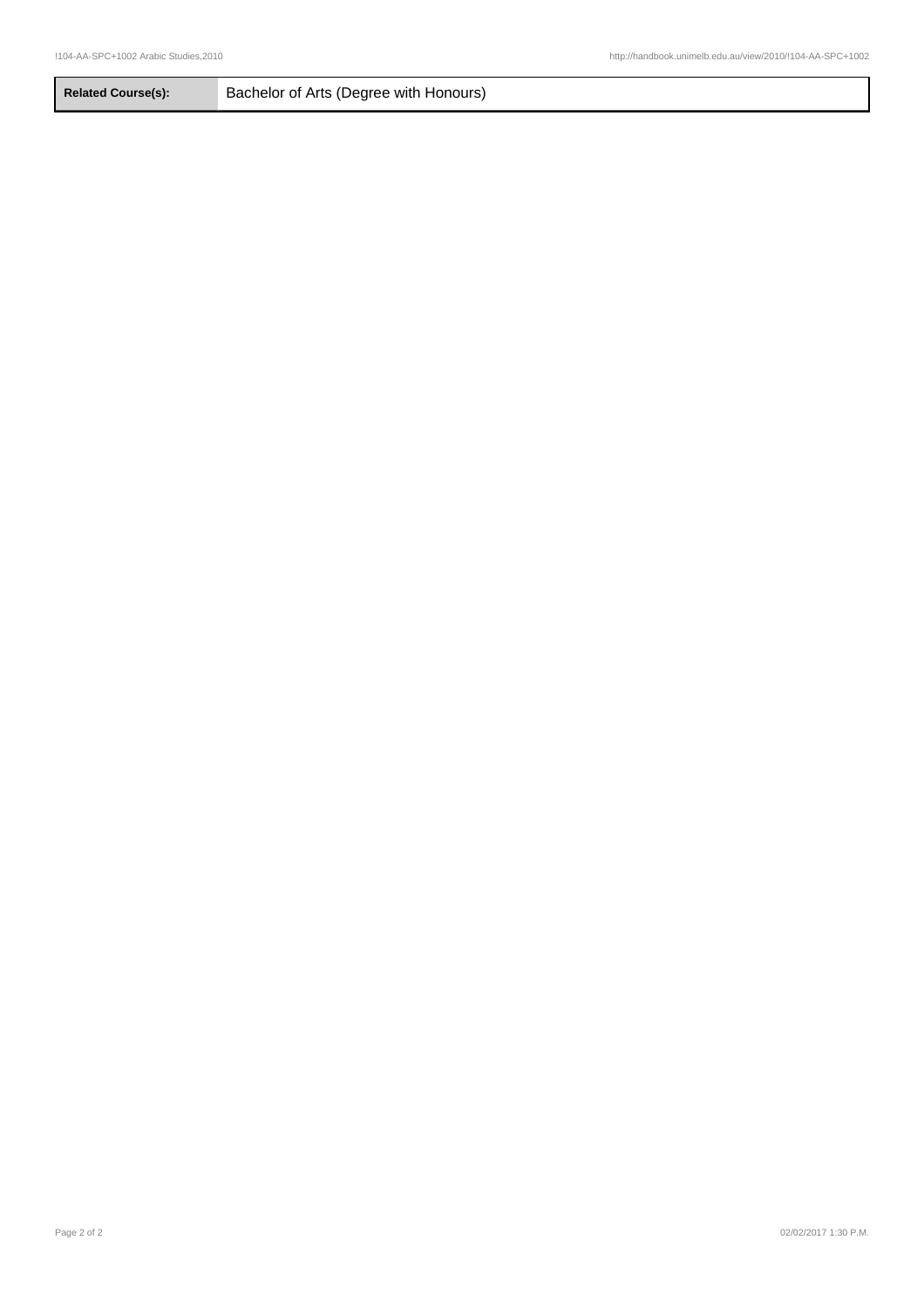| | |
|---|---|
| **Related Course(s):** | Bachelor of Arts (Degree with Honours) |